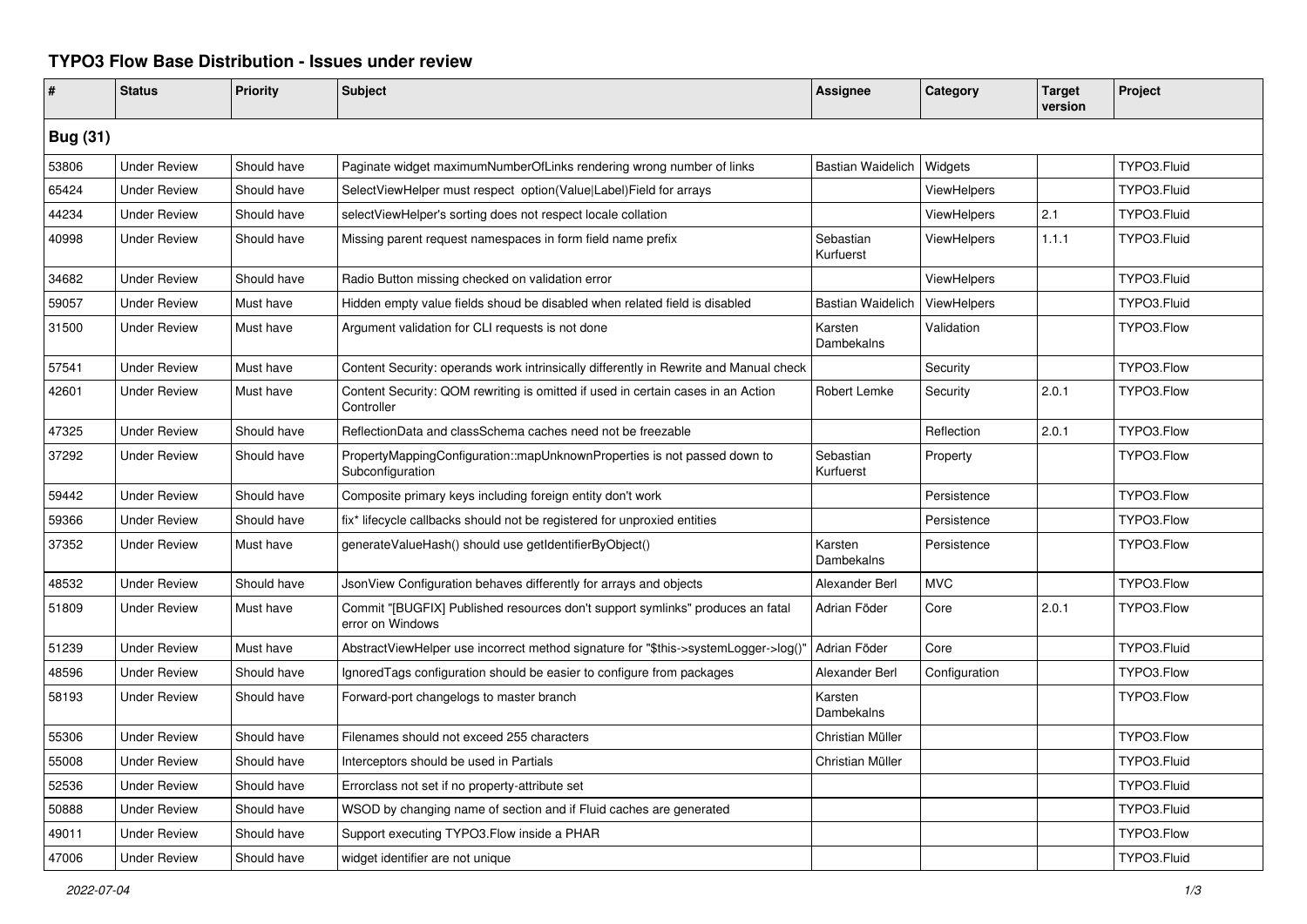# TYPO3 Flow Base Distribution - Issues under review

| # | Status | Priority | Subject | Assignee | Category | Target version | Project |
|---|---|---|---|---|---|---|---|
| **Bug (31)** | | | | | | | |
| 53806 | Under Review | Should have | Paginate widget maximumNumberOfLinks rendering wrong number of links | Bastian Waidelich | Widgets | | TYPO3.Fluid |
| 65424 | Under Review | Should have | SelectViewHelper must respect option(Value\|Label)Field for arrays | | ViewHelpers | | TYPO3.Fluid |
| 44234 | Under Review | Should have | selectViewHelper's sorting does not respect locale collation | | ViewHelpers | 2.1 | TYPO3.Fluid |
| 40998 | Under Review | Should have | Missing parent request namespaces in form field name prefix | Sebastian Kurfuerst | ViewHelpers | 1.1.1 | TYPO3.Fluid |
| 34682 | Under Review | Should have | Radio Button missing checked on validation error | | ViewHelpers | | TYPO3.Fluid |
| 59057 | Under Review | Must have | Hidden empty value fields shoud be disabled when related field is disabled | Bastian Waidelich | ViewHelpers | | TYPO3.Fluid |
| 31500 | Under Review | Must have | Argument validation for CLI requests is not done | Karsten Dambekalns | Validation | | TYPO3.Flow |
| 57541 | Under Review | Must have | Content Security: operands work intrinsically differently in Rewrite and Manual check | | Security | | TYPO3.Flow |
| 42601 | Under Review | Must have | Content Security: QOM rewriting is omitted if used in certain cases in an Action Controller | Robert Lemke | Security | 2.0.1 | TYPO3.Flow |
| 47325 | Under Review | Should have | ReflectionData and classSchema caches need not be freezable | | Reflection | 2.0.1 | TYPO3.Flow |
| 37292 | Under Review | Should have | PropertyMappingConfiguration::mapUnknownProperties is not passed down to Subconfiguration | Sebastian Kurfuerst | Property | | TYPO3.Flow |
| 59442 | Under Review | Should have | Composite primary keys including foreign entity don't work | | Persistence | | TYPO3.Flow |
| 59366 | Under Review | Should have | fix* lifecycle callbacks should not be registered for unproxied entities | | Persistence | | TYPO3.Flow |
| 37352 | Under Review | Must have | generateValueHash() should use getIdentifierByObject() | Karsten Dambekalns | Persistence | | TYPO3.Flow |
| 48532 | Under Review | Should have | JsonView Configuration behaves differently for arrays and objects | Alexander Berl | MVC | | TYPO3.Flow |
| 51809 | Under Review | Must have | Commit "[BUGFIX] Published resources don't support symlinks" produces an fatal error on Windows | Adrian Föder | Core | 2.0.1 | TYPO3.Flow |
| 51239 | Under Review | Must have | AbstractViewHelper use incorrect method signature for "$this->systemLogger->log()" | Adrian Föder | Core | | TYPO3.Fluid |
| 48596 | Under Review | Should have | IgnoredTags configuration should be easier to configure from packages | Alexander Berl | Configuration | | TYPO3.Flow |
| 58193 | Under Review | Should have | Forward-port changelogs to master branch | Karsten Dambekalns | | | TYPO3.Flow |
| 55306 | Under Review | Should have | Filenames should not exceed 255 characters | Christian Müller | | | TYPO3.Flow |
| 55008 | Under Review | Should have | Interceptors should be used in Partials | Christian Müller | | | TYPO3.Fluid |
| 52536 | Under Review | Should have | Errorclass not set if no property-attribute set | | | | TYPO3.Fluid |
| 50888 | Under Review | Should have | WSOD by changing name of section and if Fluid caches are generated | | | | TYPO3.Fluid |
| 49011 | Under Review | Should have | Support executing TYPO3.Flow inside a PHAR | | | | TYPO3.Flow |
| 47006 | Under Review | Should have | widget identifier are not unique | | | | TYPO3.Fluid |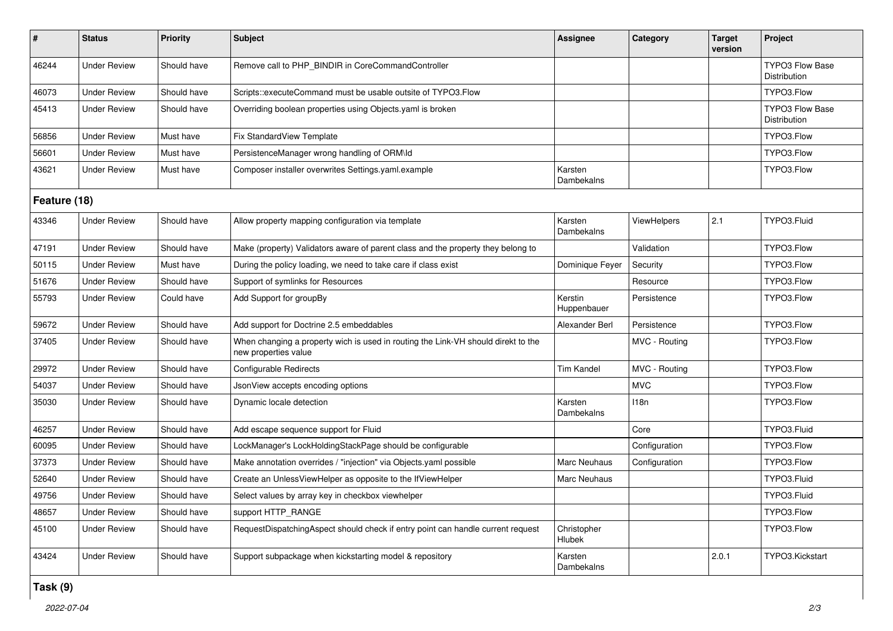| # | Status | Priority | Subject | Assignee | Category | Target version | Project |
|---|---|---|---|---|---|---|---|
| 46244 | Under Review | Should have | Remove call to PHP_BINDIR in CoreCommandController | | | | TYPO3 Flow Base Distribution |
| 46073 | Under Review | Should have | Scripts::executeCommand must be usable outsite of TYPO3.Flow | | | | TYPO3.Flow |
| 45413 | Under Review | Should have | Overriding boolean properties using Objects.yaml is broken | | | | TYPO3 Flow Base Distribution |
| 56856 | Under Review | Must have | Fix StandardView Template | | | | TYPO3.Flow |
| 56601 | Under Review | Must have | PersistenceManager wrong handling of ORM\Id | | | | TYPO3.Flow |
| 43621 | Under Review | Must have | Composer installer overwrites Settings.yaml.example | Karsten Dambekalns | | | TYPO3.Flow |

## Feature (18)

| # | Status | Priority | Subject | Assignee | Category | Target version | Project |
|---|---|---|---|---|---|---|---|
| 43346 | Under Review | Should have | Allow property mapping configuration via template | Karsten Dambekalns | ViewHelpers | 2.1 | TYPO3.Fluid |
| 47191 | Under Review | Should have | Make (property) Validators aware of parent class and the property they belong to | | Validation | | TYPO3.Flow |
| 50115 | Under Review | Must have | During the policy loading, we need to take care if class exist | Dominique Feyer | Security | | TYPO3.Flow |
| 51676 | Under Review | Should have | Support of symlinks for Resources | | Resource | | TYPO3.Flow |
| 55793 | Under Review | Could have | Add Support for groupBy | Kerstin Huppenbauer | Persistence | | TYPO3.Flow |
| 59672 | Under Review | Should have | Add support for Doctrine 2.5 embeddables | Alexander Berl | Persistence | | TYPO3.Flow |
| 37405 | Under Review | Should have | When changing a property wich is used in routing the Link-VH should direkt to the new properties value | | MVC - Routing | | TYPO3.Flow |
| 29972 | Under Review | Should have | Configurable Redirects | Tim Kandel | MVC - Routing | | TYPO3.Flow |
| 54037 | Under Review | Should have | JsonView accepts encoding options | | MVC | | TYPO3.Flow |
| 35030 | Under Review | Should have | Dynamic locale detection | Karsten Dambekalns | I18n | | TYPO3.Flow |
| 46257 | Under Review | Should have | Add escape sequence support for Fluid | | Core | | TYPO3.Fluid |
| 60095 | Under Review | Should have | LockManager's LockHoldingStackPage should be configurable | | Configuration | | TYPO3.Flow |
| 37373 | Under Review | Should have | Make annotation overrides / "injection" via Objects.yaml possible | Marc Neuhaus | Configuration | | TYPO3.Flow |
| 52640 | Under Review | Should have | Create an UnlessViewHelper as opposite to the IfViewHelper | Marc Neuhaus | | | TYPO3.Fluid |
| 49756 | Under Review | Should have | Select values by array key in checkbox viewhelper | | | | TYPO3.Fluid |
| 48657 | Under Review | Should have | support HTTP_RANGE | | | | TYPO3.Flow |
| 45100 | Under Review | Should have | RequestDispatchingAspect should check if entry point can handle current request | Christopher Hlubek | | | TYPO3.Flow |
| 43424 | Under Review | Should have | Support subpackage when kickstarting model & repository | Karsten Dambekalns | | 2.0.1 | TYPO3.Kickstart |

## Task (9)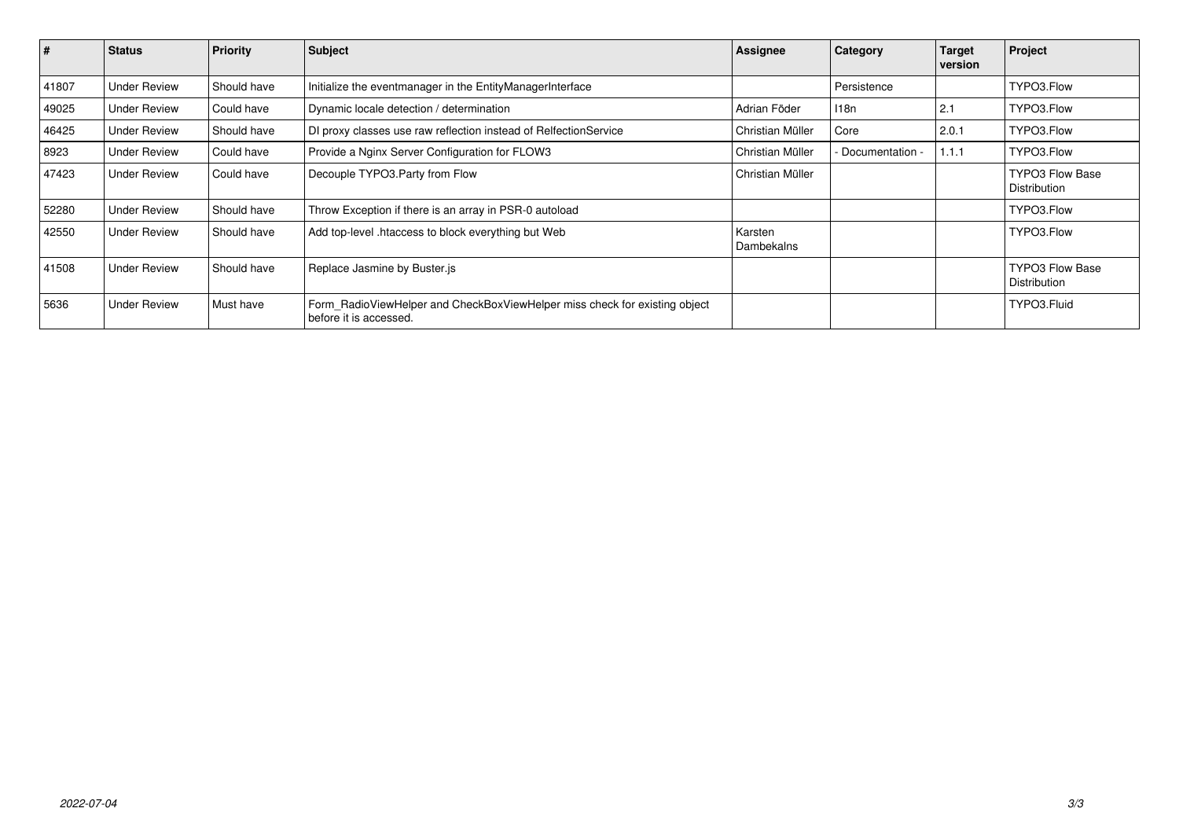| # | Status | Priority | Subject | Assignee | Category | Target version | Project |
|---|---|---|---|---|---|---|---|
| 41807 | Under Review | Should have | Initialize the eventmanager in the EntityManagerInterface | | Persistence | | TYPO3.Flow |
| 49025 | Under Review | Could have | Dynamic locale detection / determination | Adrian Föder | I18n | 2.1 | TYPO3.Flow |
| 46425 | Under Review | Should have | DI proxy classes use raw reflection instead of RelfectionService | Christian Müller | Core | 2.0.1 | TYPO3.Flow |
| 8923 | Under Review | Could have | Provide a Nginx Server Configuration for FLOW3 | Christian Müller | - Documentation - | 1.1.1 | TYPO3.Flow |
| 47423 | Under Review | Could have | Decouple TYPO3.Party from Flow | Christian Müller | | | TYPO3 Flow Base Distribution |
| 52280 | Under Review | Should have | Throw Exception if there is an array in PSR-0 autoload | | | | TYPO3.Flow |
| 42550 | Under Review | Should have | Add top-level .htaccess to block everything but Web | Karsten Dambekalns | | | TYPO3.Flow |
| 41508 | Under Review | Should have | Replace Jasmine by Buster.js | | | | TYPO3 Flow Base Distribution |
| 5636 | Under Review | Must have | Form_RadioViewHelper and CheckBoxViewHelper miss check for existing object before it is accessed. | | | | TYPO3.Fluid |

*2022-07-04*